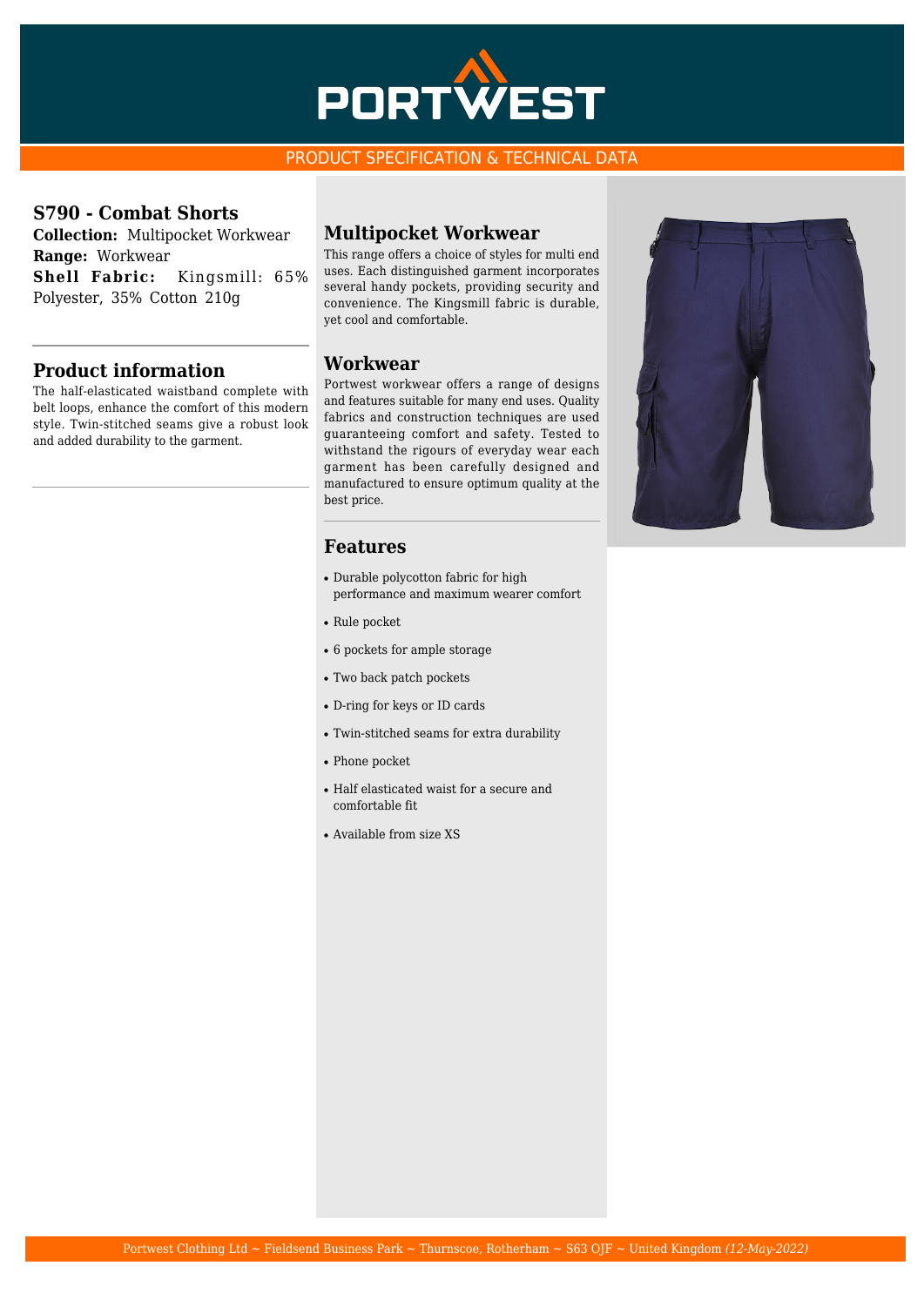PORTWEST

PRODUCT SPECIFICATION & TECHNICAL DATA

## S790 - Combat Shorts

**Collection:** Multipocket Workwear
**Range:** Workwear
**Shell Fabric:** Kingsmill: 65% Polyester, 35% Cotton 210g

## Product information

The half-elasticated waistband complete with belt loops, enhance the comfort of this modern style. Twin-stitched seams give a robust look and added durability to the garment.

## Multipocket Workwear

This range offers a choice of styles for multi end uses. Each distinguished garment incorporates several handy pockets, providing security and convenience. The Kingsmill fabric is durable, yet cool and comfortable.

## Workwear

Portwest workwear offers a range of designs and features suitable for many end uses. Quality fabrics and construction techniques are used guaranteeing comfort and safety. Tested to withstand the rigours of everyday wear each garment has been carefully designed and manufactured to ensure optimum quality at the best price.

## Features

- Durable polycotton fabric for high performance and maximum wearer comfort
- Rule pocket
- 6 pockets for ample storage
- Two back patch pockets
- D-ring for keys or ID cards
- Twin-stitched seams for extra durability
- Phone pocket
- Half elasticated waist for a secure and comfortable fit
- Available from size XS

Portwest Clothing Ltd ~ Fieldsend Business Park ~ Thurnscoe, Rotherham ~ S63 0JF ~ United Kingdom *(12-May-2022)*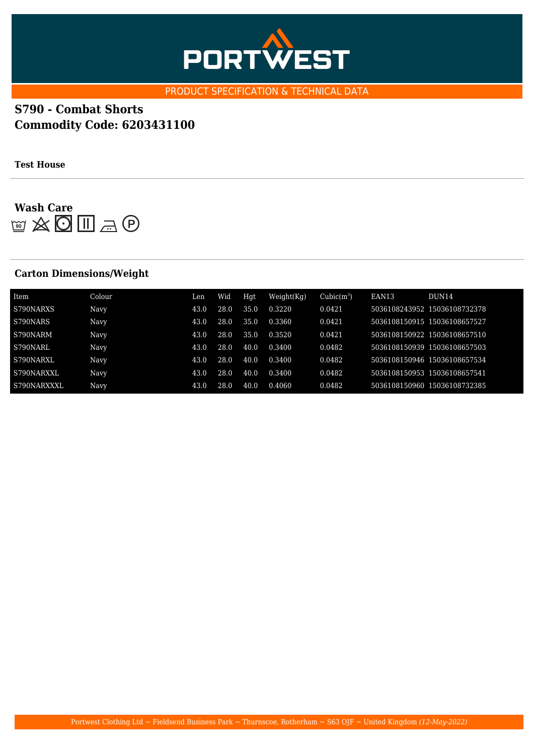PORTWEST

PRODUCT SPECIFICATION & TECHNICAL DATA

## S790 - Combat Shorts
## Commodity Code: 6203431100

### Test House

### Wash Care

### Carton Dimensions/Weight

| Item | Colour | Len | Wid | Hgt | Weight(Kg) | Cubic($m^3$) | EAN13 | DUN14 |
|---|---|---|---|---|---|---|---|---|
| S790NARXS | Navy | 43.0 | 28.0 | 35.0 | 0.3220 | 0.0421 | 5036108243952 | 15036108732378 |
| S790NARS | Navy | 43.0 | 28.0 | 35.0 | 0.3360 | 0.0421 | 5036108150915 | 15036108657527 |
| S790NARM | Navy | 43.0 | 28.0 | 35.0 | 0.3520 | 0.0421 | 5036108150922 | 15036108657510 |
| S790NARL | Navy | 43.0 | 28.0 | 40.0 | 0.3400 | 0.0482 | 5036108150939 | 15036108657503 |
| S790NARXL | Navy | 43.0 | 28.0 | 40.0 | 0.3400 | 0.0482 | 5036108150946 | 15036108657534 |
| S790NARXXL | Navy | 43.0 | 28.0 | 40.0 | 0.3400 | 0.0482 | 5036108150953 | 15036108657541 |
| S790NARXXXL | Navy | 43.0 | 28.0 | 40.0 | 0.4060 | 0.0482 | 5036108150960 | 15036108732385 |

Portwest Clothing Ltd ~ Fieldsend Business Park ~ Thurnscoe, Rotherham ~ S63 0JF ~ United Kingdom *(12-May-2022)*